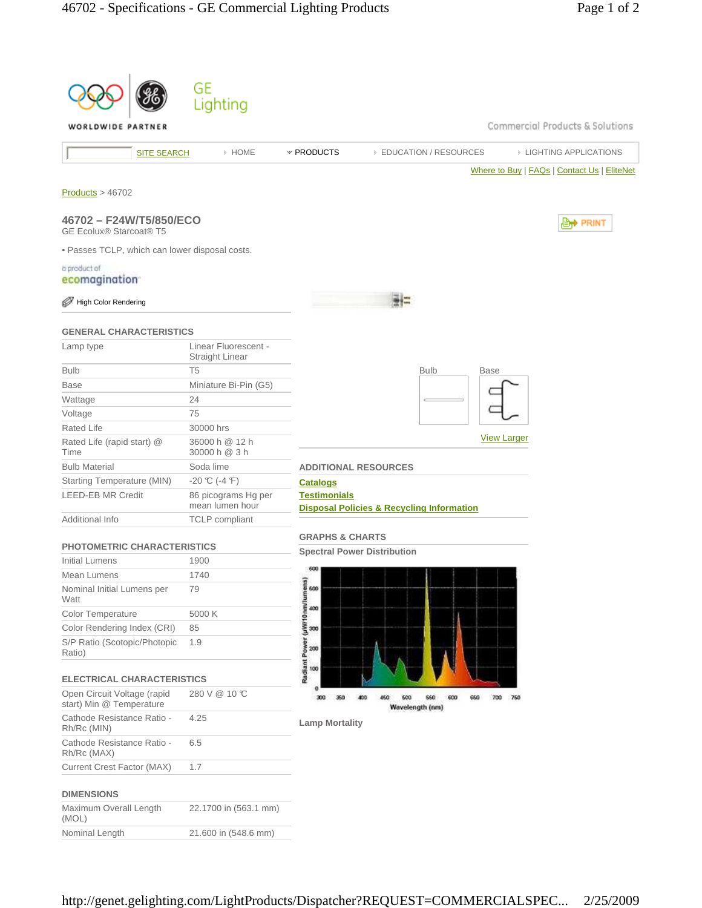GE Lighting

WORLDWIDE PARTNER

Commercial Products & Solutions

SITE SEARCH | HOME | PRODUCTS | EDUCATION / RESOURCES | LIGHTING APPLICATIONS

Where to Buy | FAQs | Contact Us | EliteNet

Products > 46702

## 46702 – F24W/T5/850/ECO

GE Ecolux® Starcoat® T5

• Passes TCLP, which can lower disposal costs.

a product of ecomagination

High Color Rendering

PRINT

### GENERAL CHARACTERISTICS

| | |
|---|---|
| Lamp type | Linear Fluorescent - Straight Linear |
| Bulb | T5 |
| Base | Miniature Bi-Pin (G5) |
| Wattage | 24 |
| Voltage | 75 |
| Rated Life | 30000 hrs |
| Rated Life (rapid start) @ Time | 36000 h @ 12 h<br>30000 h @ 3 h |
| Bulb Material | Soda lime |
| Starting Temperature (MIN) | -20 ℃ (-4 ℉) |
| LEED-EB MR Credit | 86 picograms Hg per mean lumen hour |
| Additional Info | TCLP compliant |

### PHOTOMETRIC CHARACTERISTICS

| | |
|---|---|
| Initial Lumens | 1900 |
| Mean Lumens | 1740 |
| Nominal Initial Lumens per Watt | 79 |
| Color Temperature | 5000 K |
| Color Rendering Index (CRI) | 85 |
| S/P Ratio (Scotopic/Photopic Ratio) | 1.9 |

### ELECTRICAL CHARACTERISTICS

| | |
|---|---|
| Open Circuit Voltage (rapid start) Min @ Temperature | 280 V @ 10 ℃ |
| Cathode Resistance Ratio - Rh/Rc (MIN) | 4.25 |
| Cathode Resistance Ratio - Rh/Rc (MAX) | 6.5 |
| Current Crest Factor (MAX) | 1.7 |

### DIMENSIONS

| | |
|---|---|
| Maximum Overall Length (MOL) | 22.1700 in (563.1 mm) |
| Nominal Length | 21.600 in (548.6 mm) |

Bulb | Base

View Larger

### ADDITIONAL RESOURCES

Catalogs

Testimonials

Disposal Policies & Recycling Information

### GRAPHS & CHARTS

**Spectral Power Distribution**

**Lamp Mortality**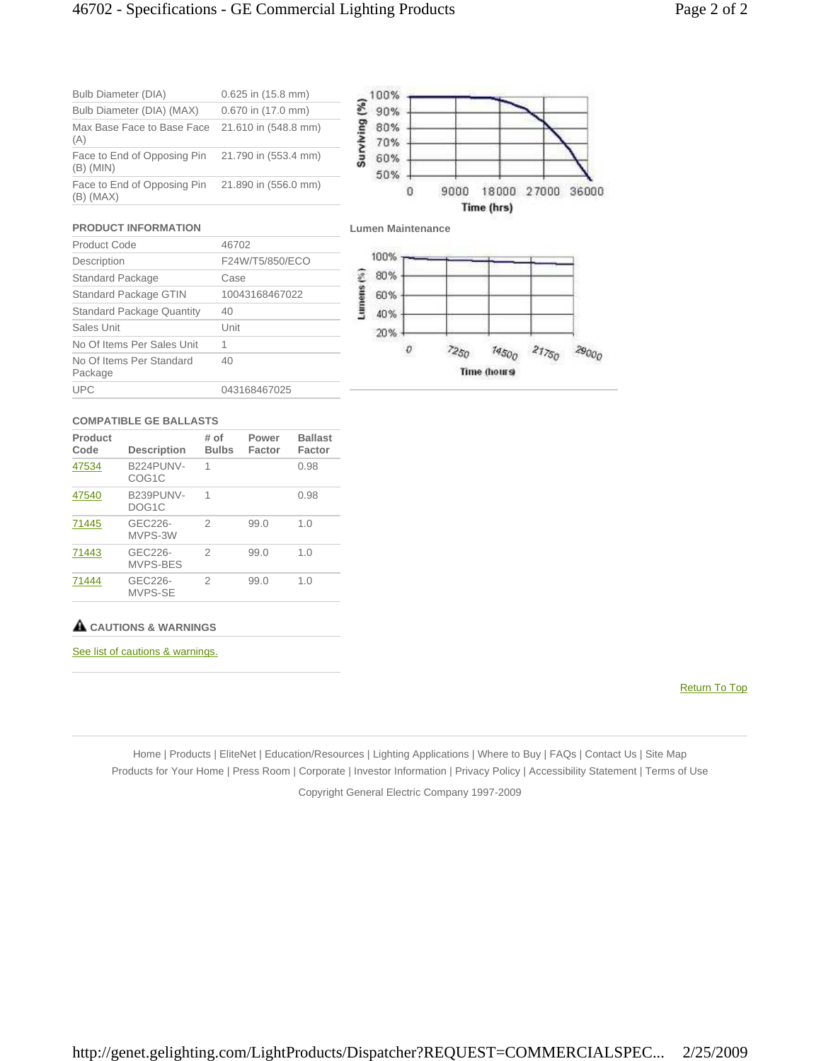| | |
|---|---|
| Bulb Diameter (DIA) | 0.625 in (15.8 mm) |
| Bulb Diameter (DIA) (MAX) | 0.670 in (17.0 mm) |
| Max Base Face to Base Face (A) | 21.610 in (548.8 mm) |
| Face to End of Opposing Pin (B) (MIN) | 21.790 in (553.4 mm) |
| Face to End of Opposing Pin (B) (MAX) | 21.890 in (556.0 mm) |

Surviving (%)
100%
90%
80%
70%
60%
50%
0
9000
18000
27000
36000
Time (hrs)

### PRODUCT INFORMATION

| | |
|---|---|
| Product Code | 46702 |
| Description | F24W/T5/850/ECO |
| Standard Package | Case |
| Standard Package GTIN | 10043168467022 |
| Standard Package Quantity | 40 |
| Sales Unit | Unit |
| No Of Items Per Sales Unit | 1 |
| No Of Items Per Standard Package | 40 |
| UPC | 043168467025 |

### Lumen Maintenance

Lumens (%)
100%
80%
60%
40%
20%
0
7250
14500
21750
29000
Time (hours)

### COMPATIBLE GE BALLASTS

| Product Code | Description | # of Bulbs | Power Factor | Ballast Factor |
|---|---|---|---|---|
| 47534 | B224PUNV-COG1C | 1 | | 0.98 |
| 47540 | B239PUNV-DOG1C | 1 | | 0.98 |
| 71445 | GEC226-MVPS-3W | 2 | 99.0 | 1.0 |
| 71443 | GEC226-MVPS-BES | 2 | 99.0 | 1.0 |
| 71444 | GEC226-MVPS-SE | 2 | 99.0 | 1.0 |

### CAUTIONS & WARNINGS

See list of cautions & warnings.

Return To Top

Home | Products | EliteNet | Education/Resources | Lighting Applications | Where to Buy | FAQs | Contact Us | Site Map
Products for Your Home | Press Room | Corporate | Investor Information | Privacy Policy | Accessibility Statement | Terms of Use

Copyright General Electric Company 1997-2009